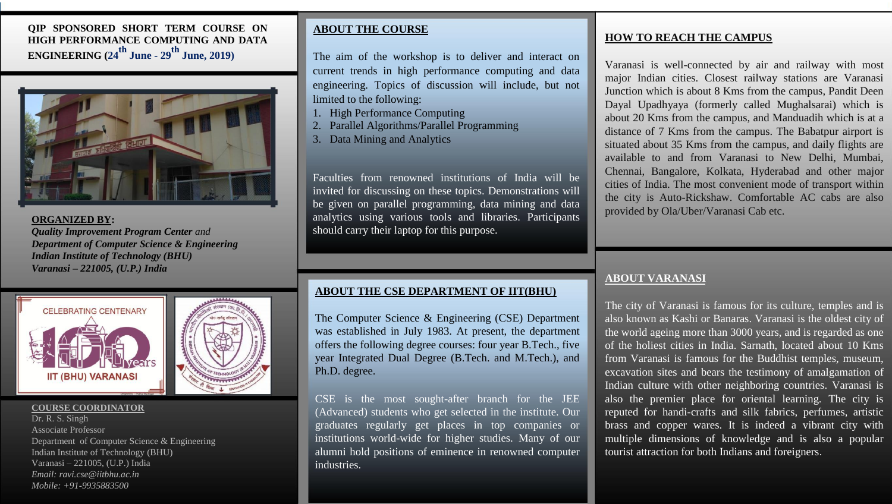**QIP SPONSORED SHORT TERM COURSE ON HIGH PERFORMANCE COMPUTING AND DATA ENGINEERING (24th June - 29th June, 2019)**

**ORGANIZED BY:**

***Quality Improvement Program Center*** *and*
***Department of Computer Science & Engineering***
***Indian Institute of Technology (BHU)***
***Varanasi – 221005, (U.P.) India***

**COURSE COORDINATOR**

Dr. R. S. Singh
Associate Professor
Department of Computer Science & Engineering
Indian Institute of Technology (BHU)
Varanasi – 221005, (U.P.) India
*Email: ravi.cse@iitbhu.ac.in*
*Mobile: +91-9935883500*

## ABOUT THE COURSE

The aim of the workshop is to deliver and interact on current trends in high performance computing and data engineering. Topics of discussion will include, but not limited to the following:

1. High Performance Computing
2. Parallel Algorithms/Parallel Programming
3. Data Mining and Analytics

Faculties from renowned institutions of India will be invited for discussing on these topics. Demonstrations will be given on parallel programming, data mining and data analytics using various tools and libraries. Participants should carry their laptop for this purpose.

## ABOUT THE CSE DEPARTMENT OF IIT(BHU)

The Computer Science & Engineering (CSE) Department was established in July 1983. At present, the department offers the following degree courses: four year B.Tech., five year Integrated Dual Degree (B.Tech. and M.Tech.), and Ph.D. degree.

CSE is the most sought-after branch for the JEE (Advanced) students who get selected in the institute. Our graduates regularly get places in top companies or institutions world-wide for higher studies. Many of our alumni hold positions of eminence in renowned computer industries.

## HOW TO REACH THE CAMPUS

Varanasi is well-connected by air and railway with most major Indian cities. Closest railway stations are Varanasi Junction which is about 8 Kms from the campus, Pandit Deen Dayal Upadhyaya (formerly called Mughalsarai) which is about 20 Kms from the campus, and Manduadih which is at a distance of 7 Kms from the campus. The Babatpur airport is situated about 35 Kms from the campus, and daily flights are available to and from Varanasi to New Delhi, Mumbai, Chennai, Bangalore, Kolkata, Hyderabad and other major cities of India. The most convenient mode of transport within the city is Auto-Rickshaw. Comfortable AC cabs are also provided by Ola/Uber/Varanasi Cab etc.

## ABOUT VARANASI

The city of Varanasi is famous for its culture, temples and is also known as Kashi or Banaras. Varanasi is the oldest city of the world ageing more than 3000 years, and is regarded as one of the holiest cities in India. Sarnath, located about 10 Kms from Varanasi is famous for the Buddhist temples, museum, excavation sites and bears the testimony of amalgamation of Indian culture with other neighboring countries. Varanasi is also the premier place for oriental learning. The city is reputed for handi-crafts and silk fabrics, perfumes, artistic brass and copper wares. It is indeed a vibrant city with multiple dimensions of knowledge and is also a popular tourist attraction for both Indians and foreigners.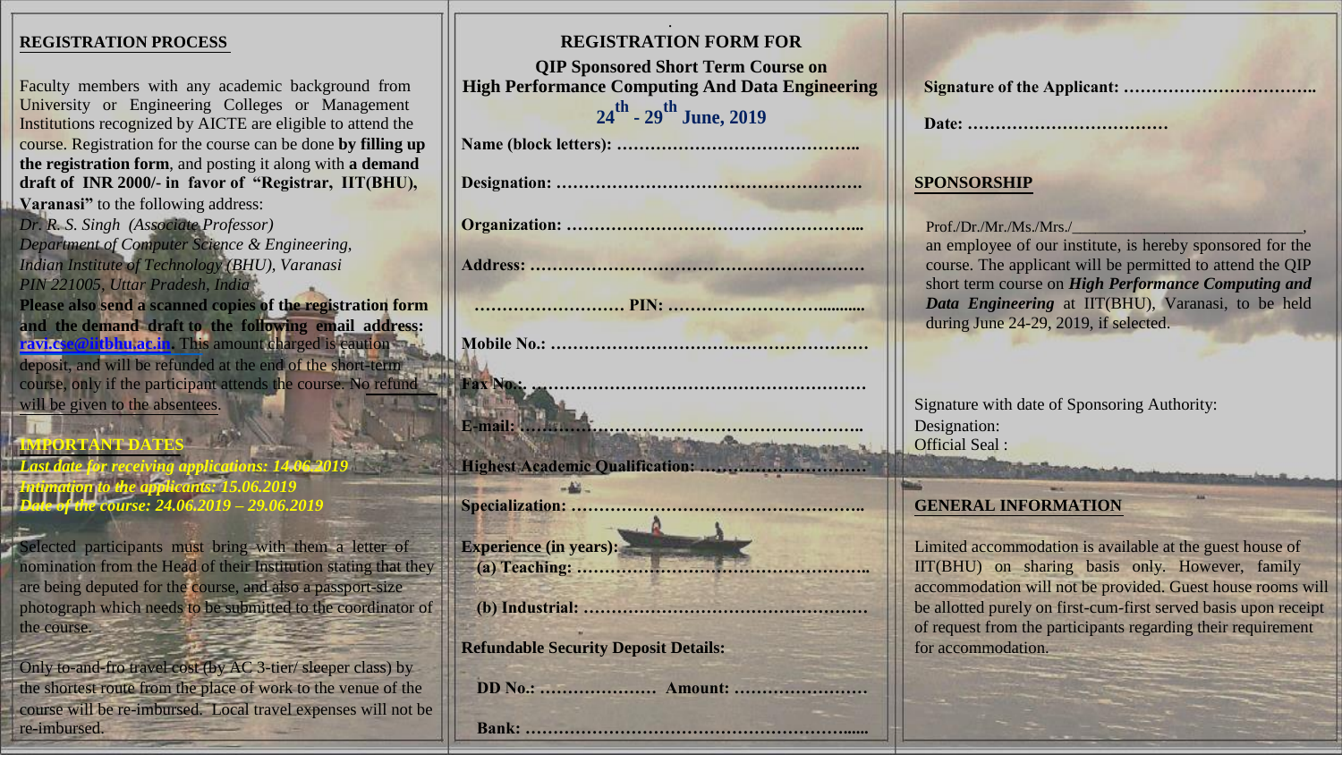## REGISTRATION PROCESS

Faculty members with any academic background from University or Engineering Colleges or Management Institutions recognized by AICTE are eligible to attend the course. Registration for the course can be done **by filling up the registration form**, and posting it along with **a demand draft of INR 2000/- in favor of "Registrar, IIT(BHU), Varanasi"** to the following address:

*Dr. R. S. Singh (Associate Professor)*
*Department of Computer Science & Engineering,*
*Indian Institute of Technology (BHU), Varanasi*
*PIN 221005, Uttar Pradesh, India*

**Please also send a scanned copies of the registration form and the demand draft to the following email address: ravi.cse@iitbhu.ac.in.** This amount charged is caution deposit, and will be refunded at the end of the short-term course, only if the participant attends the course. No refund will be given to the absentees.

## IMPORTANT DATES

*Last date for receiving applications: 14.06.2019*
*Intimation to the applicants: 15.06.2019*
*Date of the course: 24.06.2019 – 29.06.2019*

Selected participants must bring with them a letter of nomination from the Head of their Institution stating that they are being deputed for the course, and also a passport-size photograph which needs to be submitted to the coordinator of the course.

Only to-and-fro travel cost (by AC 3-tier/ sleeper class) by the shortest route from the place of work to the venue of the course will be re-imbursed. Local travel expenses will not be re-imbursed.

## REGISTRATION FORM FOR

**QIP Sponsored Short Term Course on**
**High Performance Computing And Data Engineering**

**24th - 29th June, 2019**

**Name (block letters):** ……………………………………..

**Designation:** ……………………………………………….

**Organization:** ……………………………………………...

**Address:** ……………………………………………………

……………………… **PIN:** …………………………..........

**Mobile No.:** …………………………………………………

**Fax No.:** ……………………………………………………

**E-mail:** ……………………………………………………..

**Highest Academic Qualification:** ………………………

**Specialization:** ……………………………………………..

**Experience (in years):**

**(a) Teaching:** ……………………………………………..

**(b) Industrial:** ……………………………………………

**Refundable Security Deposit Details:**

**DD No.:** ………………… **Amount:** ……………………

**Bank:** ……………………………………………………......

**Signature of the Applicant:** ……………………………..

**Date:** ………………………………

## SPONSORSHIP

Prof./Dr./Mr./Ms./Mrs./____________________________, an employee of our institute, is hereby sponsored for the course. The applicant will be permitted to attend the QIP short term course on ***High Performance Computing and Data Engineering*** at IIT(BHU), Varanasi, to be held during June 24-29, 2019, if selected.

Signature with date of Sponsoring Authority:
Designation:
Official Seal :

## GENERAL INFORMATION

Limited accommodation is available at the guest house of IIT(BHU) on sharing basis only. However, family accommodation will not be provided. Guest house rooms will be allotted purely on first-cum-first served basis upon receipt of request from the participants regarding their requirement for accommodation.